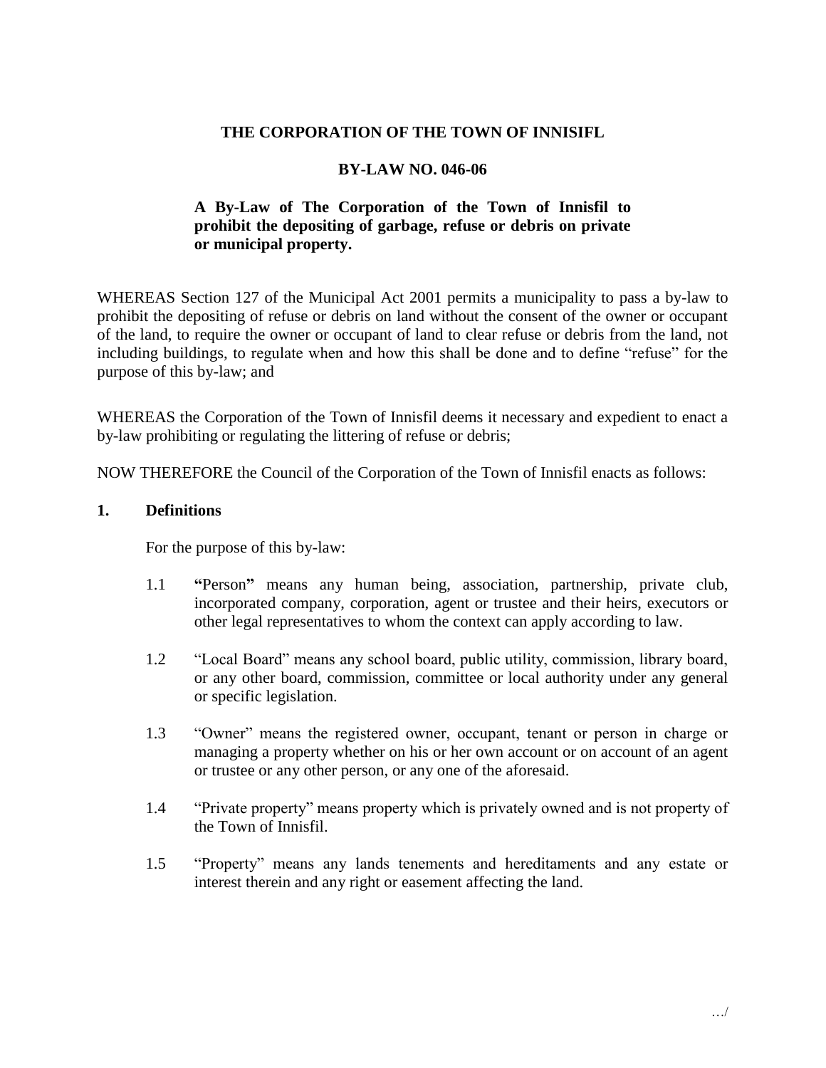**THE CORPORATION OF THE TOWN OF INNISIFL**

**BY-LAW NO. 046-06**

**A By-Law of The Corporation of the Town of Innisfil to prohibit the depositing of garbage, refuse or debris on private or municipal property.**

WHEREAS Section 127 of the Municipal Act 2001 permits a municipality to pass a by-law to prohibit the depositing of refuse or debris on land without the consent of the owner or occupant of the land, to require the owner or occupant of land to clear refuse or debris from the land, not including buildings, to regulate when and how this shall be done and to define "refuse" for the purpose of this by-law; and

WHEREAS the Corporation of the Town of Innisfil deems it necessary and expedient to enact a by-law prohibiting or regulating the littering of refuse or debris;

NOW THEREFORE the Council of the Corporation of the Town of Innisfil enacts as follows:

## 1. Definitions

For the purpose of this by-law:

1.1 **"**Person**"** means any human being, association, partnership, private club, incorporated company, corporation, agent or trustee and their heirs, executors or other legal representatives to whom the context can apply according to law.

1.2 "Local Board" means any school board, public utility, commission, library board, or any other board, commission, committee or local authority under any general or specific legislation.

1.3 "Owner" means the registered owner, occupant, tenant or person in charge or managing a property whether on his or her own account or on account of an agent or trustee or any other person, or any one of the aforesaid.

1.4 "Private property" means property which is privately owned and is not property of the Town of Innisfil.

1.5 "Property" means any lands tenements and hereditaments and any estate or interest therein and any right or easement affecting the land.

…/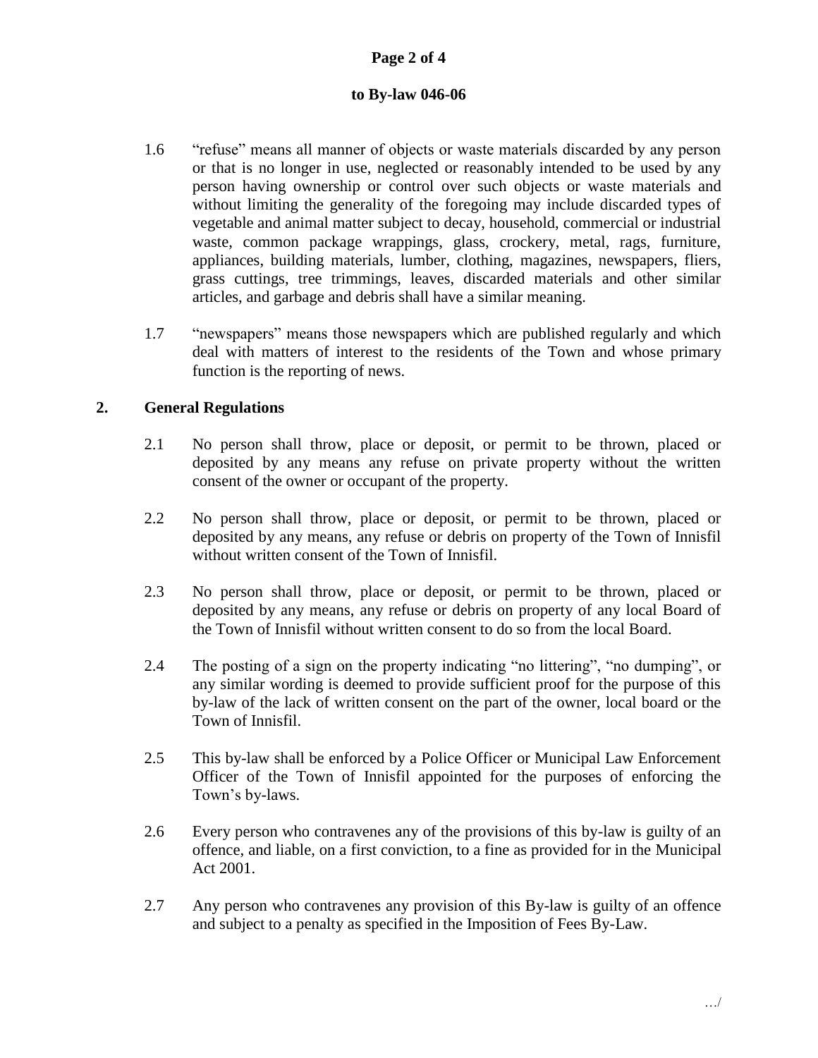1.6 “refuse” means all manner of objects or waste materials discarded by any person or that is no longer in use, neglected or reasonably intended to be used by any person having ownership or control over such objects or waste materials and without limiting the generality of the foregoing may include discarded types of vegetable and animal matter subject to decay, household, commercial or industrial waste, common package wrappings, glass, crockery, metal, rags, furniture, appliances, building materials, lumber, clothing, magazines, newspapers, fliers, grass cuttings, tree trimmings, leaves, discarded materials and other similar articles, and garbage and debris shall have a similar meaning.

1.7 “newspapers” means those newspapers which are published regularly and which deal with matters of interest to the residents of the Town and whose primary function is the reporting of news.

## 2. General Regulations

2.1 No person shall throw, place or deposit, or permit to be thrown, placed or deposited by any means any refuse on private property without the written consent of the owner or occupant of the property.

2.2 No person shall throw, place or deposit, or permit to be thrown, placed or deposited by any means, any refuse or debris on property of the Town of Innisfil without written consent of the Town of Innisfil.

2.3 No person shall throw, place or deposit, or permit to be thrown, placed or deposited by any means, any refuse or debris on property of any local Board of the Town of Innisfil without written consent to do so from the local Board.

2.4 The posting of a sign on the property indicating “no littering”, “no dumping”, or any similar wording is deemed to provide sufficient proof for the purpose of this by-law of the lack of written consent on the part of the owner, local board or the Town of Innisfil.

2.5 This by-law shall be enforced by a Police Officer or Municipal Law Enforcement Officer of the Town of Innisfil appointed for the purposes of enforcing the Town’s by-laws.

2.6 Every person who contravenes any of the provisions of this by-law is guilty of an offence, and liable, on a first conviction, to a fine as provided for in the Municipal Act 2001.

2.7 Any person who contravenes any provision of this By-law is guilty of an offence and subject to a penalty as specified in the Imposition of Fees By-Law.

…/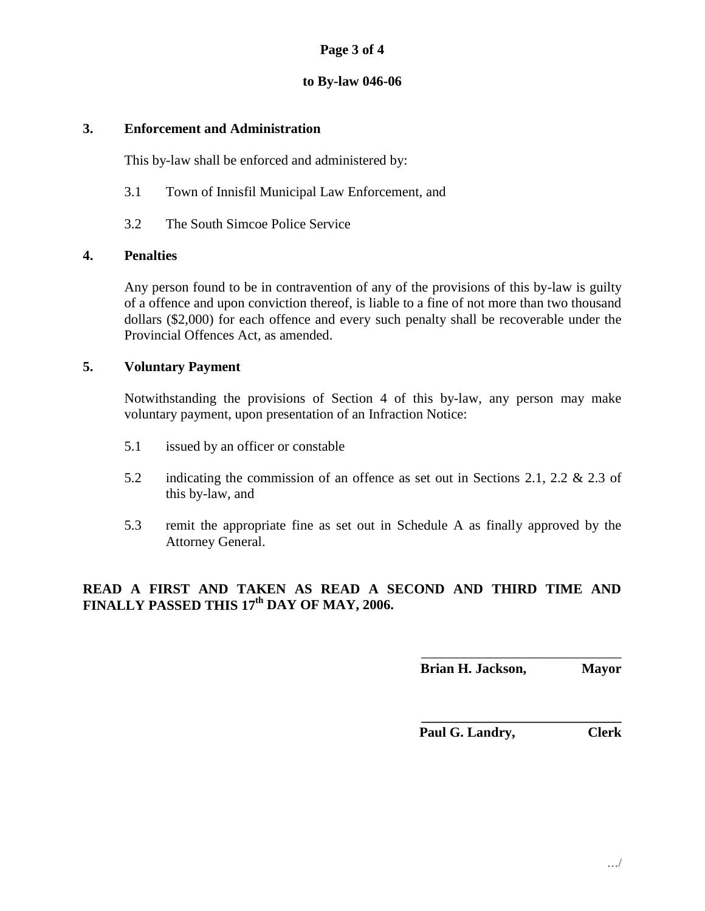**to By-law 046-06**

**3. Enforcement and Administration**

This by-law shall be enforced and administered by:

3.1 Town of Innisfil Municipal Law Enforcement, and

3.2 The South Simcoe Police Service

**4. Penalties**

Any person found to be in contravention of any of the provisions of this by-law is guilty of a offence and upon conviction thereof, is liable to a fine of not more than two thousand dollars ($2,000) for each offence and every such penalty shall be recoverable under the Provincial Offences Act, as amended.

**5. Voluntary Payment**

Notwithstanding the provisions of Section 4 of this by-law, any person may make voluntary payment, upon presentation of an Infraction Notice:

5.1 issued by an officer or constable

5.2 indicating the commission of an offence as set out in Sections 2.1, 2.2 & 2.3 of this by-law, and

5.3 remit the appropriate fine as set out in Schedule A as finally approved by the Attorney General.

**READ A FIRST AND TAKEN AS READ A SECOND AND THIRD TIME AND FINALLY PASSED THIS 17th DAY OF MAY, 2006.**

\_\_\_\_\_\_\_\_\_\_\_\_\_\_\_\_\_\_\_\_\_\_\_\_\_\_\_\_\_\_
**Brian H. Jackson, Mayor**

\_\_\_\_\_\_\_\_\_\_\_\_\_\_\_\_\_\_\_\_\_\_\_\_\_\_\_\_\_\_
**Paul G. Landry, Clerk**

…/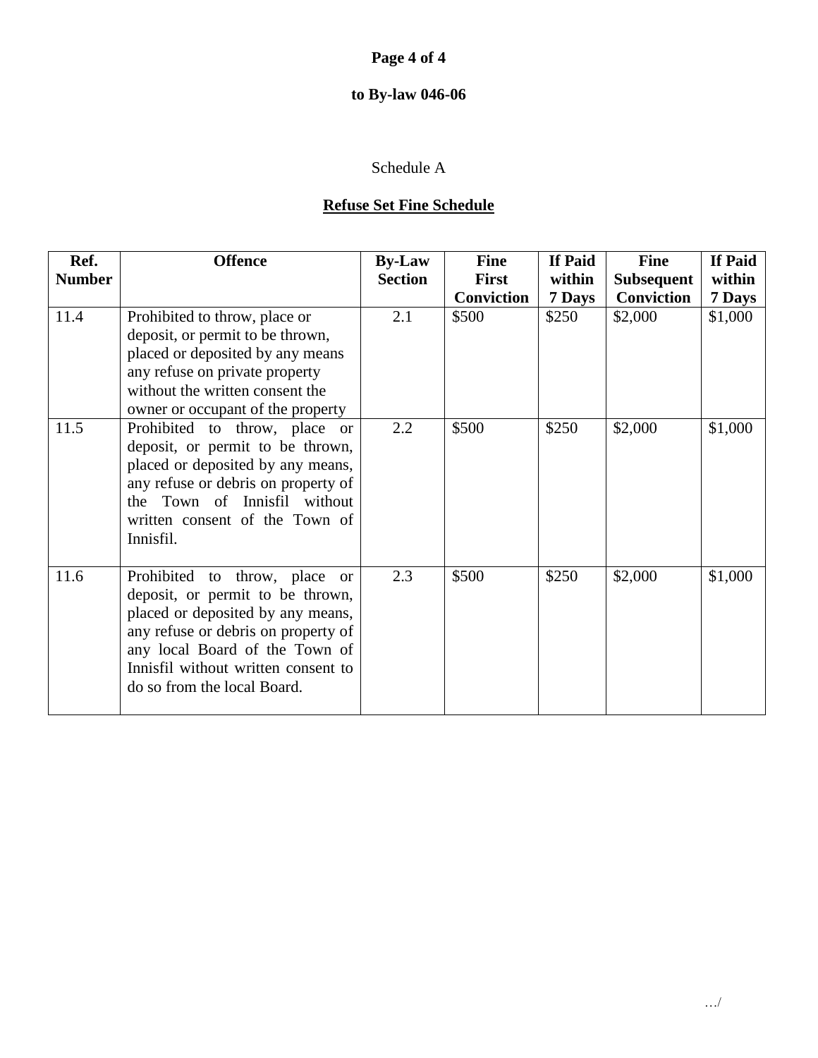**to By-law 046-06**

Schedule A

## **Refuse Set Fine Schedule**

| Ref. Number | Offence | By-Law Section | Fine First Conviction | If Paid within 7 Days | Fine Subsequent Conviction | If Paid within 7 Days |
|---|---|---|---|---|---|---|
| 11.4 | Prohibited to throw, place or deposit, or permit to be thrown, placed or deposited by any means any refuse on private property without the written consent the owner or occupant of the property | 2.1 | $500 | $250 | $2,000 | $1,000 |
| 11.5 | Prohibited to throw, place or deposit, or permit to be thrown, placed or deposited by any means, any refuse or debris on property of the Town of Innisfil without written consent of the Town of Innisfil. | 2.2 | $500 | $250 | $2,000 | $1,000 |
| 11.6 | Prohibited to throw, place or deposit, or permit to be thrown, placed or deposited by any means, any refuse or debris on property of any local Board of the Town of Innisfil without written consent to do so from the local Board. | 2.3 | $500 | $250 | $2,000 | $1,000 |

…/